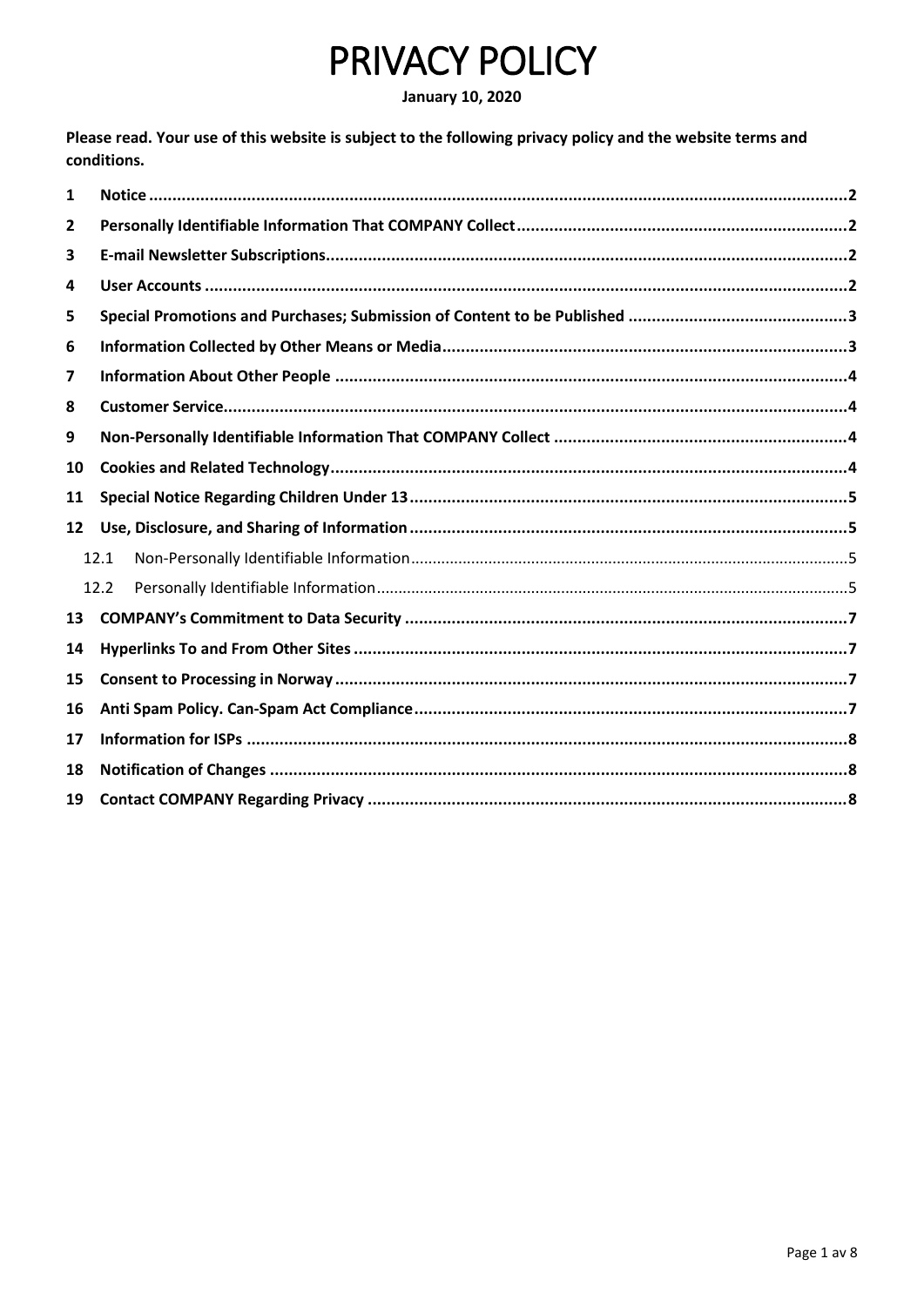# PRIVACY POLICY

**January 10, 2020**

**Please read. Your use of this website is subject to the following privacy policy and the website terms and conditions.**

| | | |
|---|---|---|
| **1** | **Notice** | **2** |
| **2** | **Personally Identifiable Information That COMPANY Collect** | **2** |
| **3** | **E-mail Newsletter Subscriptions** | **2** |
| **4** | **User Accounts** | **2** |
| **5** | **Special Promotions and Purchases; Submission of Content to be Published** | **3** |
| **6** | **Information Collected by Other Means or Media** | **3** |
| **7** | **Information About Other People** | **4** |
| **8** | **Customer Service** | **4** |
| **9** | **Non-Personally Identifiable Information That COMPANY Collect** | **4** |
| **10** | **Cookies and Related Technology** | **4** |
| **11** | **Special Notice Regarding Children Under 13** | **5** |
| **12** | **Use, Disclosure, and Sharing of Information** | **5** |
| 12.1 | Non-Personally Identifiable Information | 5 |
| 12.2 | Personally Identifiable Information | 5 |
| **13** | **COMPANY's Commitment to Data Security** | **7** |
| **14** | **Hyperlinks To and From Other Sites** | **7** |
| **15** | **Consent to Processing in Norway** | **7** |
| **16** | **Anti Spam Policy. Can-Spam Act Compliance** | **7** |
| **17** | **Information for ISPs** | **8** |
| **18** | **Notification of Changes** | **8** |
| **19** | **Contact COMPANY Regarding Privacy** | **8** |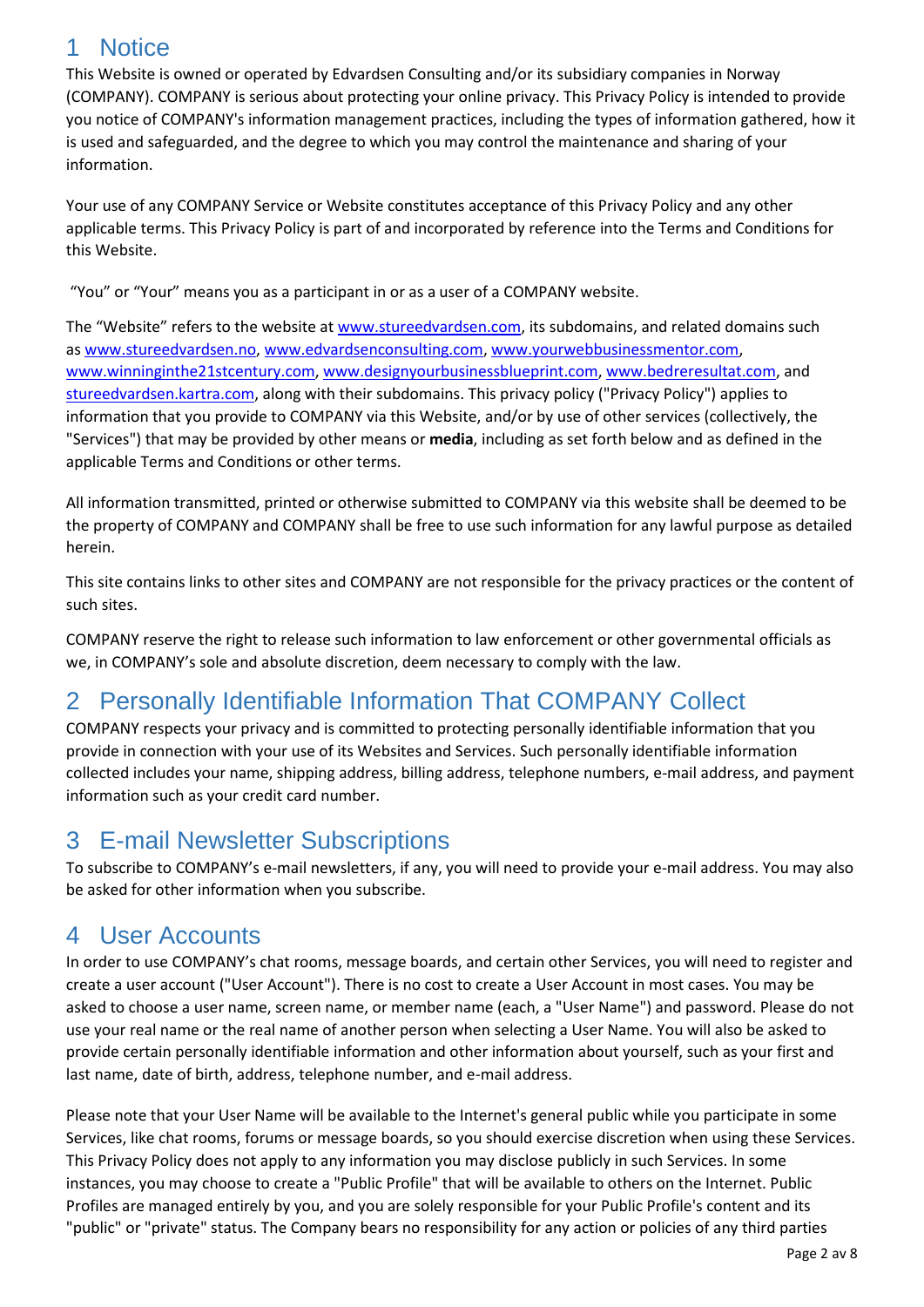# 1 Notice

This Website is owned or operated by Edvardsen Consulting and/or its subsidiary companies in Norway (COMPANY). COMPANY is serious about protecting your online privacy. This Privacy Policy is intended to provide you notice of COMPANY's information management practices, including the types of information gathered, how it is used and safeguarded, and the degree to which you may control the maintenance and sharing of your information.

Your use of any COMPANY Service or Website constitutes acceptance of this Privacy Policy and any other applicable terms. This Privacy Policy is part of and incorporated by reference into the Terms and Conditions for this Website.

"You" or "Your" means you as a participant in or as a user of a COMPANY website.

The "Website" refers to the website at www.stureedvardsen.com, its subdomains, and related domains such as www.stureedvardsen.no, www.edvardsenconsulting.com, www.yourwebbusinessmentor.com, www.winninginthe21stcentury.com, www.designyourbusinessblueprint.com, www.bedreresultat.com, and stureedvardsen.kartra.com, along with their subdomains. This privacy policy ("Privacy Policy") applies to information that you provide to COMPANY via this Website, and/or by use of other services (collectively, the "Services") that may be provided by other means or **media**, including as set forth below and as defined in the applicable Terms and Conditions or other terms.

All information transmitted, printed or otherwise submitted to COMPANY via this website shall be deemed to be the property of COMPANY and COMPANY shall be free to use such information for any lawful purpose as detailed herein.

This site contains links to other sites and COMPANY are not responsible for the privacy practices or the content of such sites.

COMPANY reserve the right to release such information to law enforcement or other governmental officials as we, in COMPANY's sole and absolute discretion, deem necessary to comply with the law.

# 2 Personally Identifiable Information That COMPANY Collect

COMPANY respects your privacy and is committed to protecting personally identifiable information that you provide in connection with your use of its Websites and Services. Such personally identifiable information collected includes your name, shipping address, billing address, telephone numbers, e-mail address, and payment information such as your credit card number.

# 3 E-mail Newsletter Subscriptions

To subscribe to COMPANY's e-mail newsletters, if any, you will need to provide your e-mail address. You may also be asked for other information when you subscribe.

# 4 User Accounts

In order to use COMPANY's chat rooms, message boards, and certain other Services, you will need to register and create a user account ("User Account"). There is no cost to create a User Account in most cases. You may be asked to choose a user name, screen name, or member name (each, a "User Name") and password. Please do not use your real name or the real name of another person when selecting a User Name. You will also be asked to provide certain personally identifiable information and other information about yourself, such as your first and last name, date of birth, address, telephone number, and e-mail address.

Please note that your User Name will be available to the Internet's general public while you participate in some Services, like chat rooms, forums or message boards, so you should exercise discretion when using these Services. This Privacy Policy does not apply to any information you may disclose publicly in such Services. In some instances, you may choose to create a "Public Profile" that will be available to others on the Internet. Public Profiles are managed entirely by you, and you are solely responsible for your Public Profile's content and its "public" or "private" status. The Company bears no responsibility for any action or policies of any third parties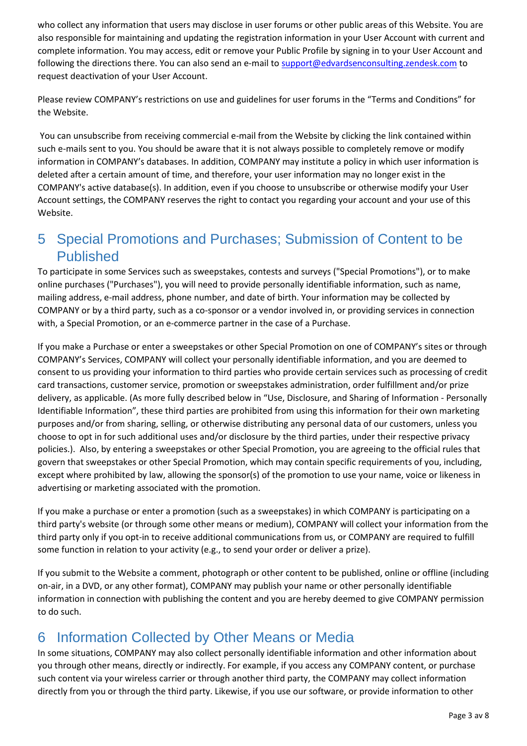who collect any information that users may disclose in user forums or other public areas of this Website. You are also responsible for maintaining and updating the registration information in your User Account with current and complete information. You may access, edit or remove your Public Profile by signing in to your User Account and following the directions there. You can also send an e-mail to support@edvardsenconsulting.zendesk.com to request deactivation of your User Account.

Please review COMPANY's restrictions on use and guidelines for user forums in the "Terms and Conditions" for the Website.

You can unsubscribe from receiving commercial e-mail from the Website by clicking the link contained within such e-mails sent to you. You should be aware that it is not always possible to completely remove or modify information in COMPANY's databases. In addition, COMPANY may institute a policy in which user information is deleted after a certain amount of time, and therefore, your user information may no longer exist in the COMPANY's active database(s). In addition, even if you choose to unsubscribe or otherwise modify your User Account settings, the COMPANY reserves the right to contact you regarding your account and your use of this Website.

# 5 Special Promotions and Purchases; Submission of Content to be Published

To participate in some Services such as sweepstakes, contests and surveys ("Special Promotions"), or to make online purchases ("Purchases"), you will need to provide personally identifiable information, such as name, mailing address, e-mail address, phone number, and date of birth. Your information may be collected by COMPANY or by a third party, such as a co-sponsor or a vendor involved in, or providing services in connection with, a Special Promotion, or an e-commerce partner in the case of a Purchase.

If you make a Purchase or enter a sweepstakes or other Special Promotion on one of COMPANY's sites or through COMPANY's Services, COMPANY will collect your personally identifiable information, and you are deemed to consent to us providing your information to third parties who provide certain services such as processing of credit card transactions, customer service, promotion or sweepstakes administration, order fulfillment and/or prize delivery, as applicable. (As more fully described below in "Use, Disclosure, and Sharing of Information - Personally Identifiable Information", these third parties are prohibited from using this information for their own marketing purposes and/or from sharing, selling, or otherwise distributing any personal data of our customers, unless you choose to opt in for such additional uses and/or disclosure by the third parties, under their respective privacy policies.). Also, by entering a sweepstakes or other Special Promotion, you are agreeing to the official rules that govern that sweepstakes or other Special Promotion, which may contain specific requirements of you, including, except where prohibited by law, allowing the sponsor(s) of the promotion to use your name, voice or likeness in advertising or marketing associated with the promotion.

If you make a purchase or enter a promotion (such as a sweepstakes) in which COMPANY is participating on a third party's website (or through some other means or medium), COMPANY will collect your information from the third party only if you opt-in to receive additional communications from us, or COMPANY are required to fulfill some function in relation to your activity (e.g., to send your order or deliver a prize).

If you submit to the Website a comment, photograph or other content to be published, online or offline (including on-air, in a DVD, or any other format), COMPANY may publish your name or other personally identifiable information in connection with publishing the content and you are hereby deemed to give COMPANY permission to do such.

# 6 Information Collected by Other Means or Media

In some situations, COMPANY may also collect personally identifiable information and other information about you through other means, directly or indirectly. For example, if you access any COMPANY content, or purchase such content via your wireless carrier or through another third party, the COMPANY may collect information directly from you or through the third party. Likewise, if you use our software, or provide information to other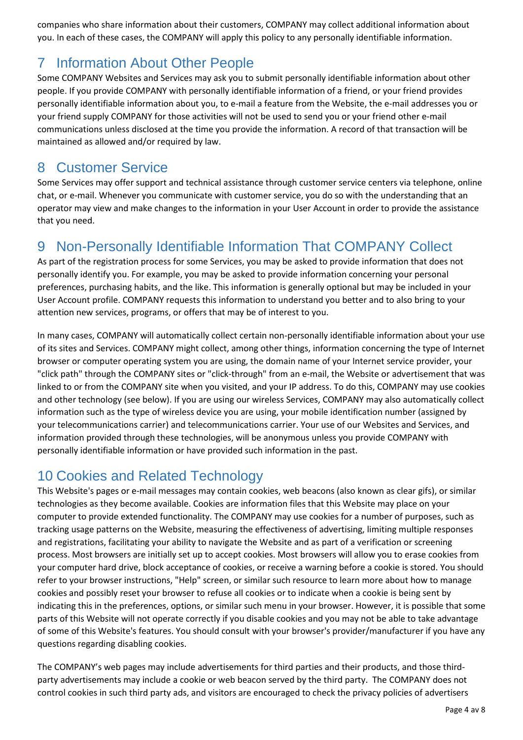companies who share information about their customers, COMPANY may collect additional information about you. In each of these cases, the COMPANY will apply this policy to any personally identifiable information.

# 7 Information About Other People

Some COMPANY Websites and Services may ask you to submit personally identifiable information about other people. If you provide COMPANY with personally identifiable information of a friend, or your friend provides personally identifiable information about you, to e-mail a feature from the Website, the e-mail addresses you or your friend supply COMPANY for those activities will not be used to send you or your friend other e-mail communications unless disclosed at the time you provide the information. A record of that transaction will be maintained as allowed and/or required by law.

# 8 Customer Service

Some Services may offer support and technical assistance through customer service centers via telephone, online chat, or e-mail. Whenever you communicate with customer service, you do so with the understanding that an operator may view and make changes to the information in your User Account in order to provide the assistance that you need.

# 9 Non-Personally Identifiable Information That COMPANY Collect

As part of the registration process for some Services, you may be asked to provide information that does not personally identify you. For example, you may be asked to provide information concerning your personal preferences, purchasing habits, and the like. This information is generally optional but may be included in your User Account profile. COMPANY requests this information to understand you better and to also bring to your attention new services, programs, or offers that may be of interest to you.

In many cases, COMPANY will automatically collect certain non-personally identifiable information about your use of its sites and Services. COMPANY might collect, among other things, information concerning the type of Internet browser or computer operating system you are using, the domain name of your Internet service provider, your "click path" through the COMPANY sites or "click-through" from an e-mail, the Website or advertisement that was linked to or from the COMPANY site when you visited, and your IP address. To do this, COMPANY may use cookies and other technology (see below). If you are using our wireless Services, COMPANY may also automatically collect information such as the type of wireless device you are using, your mobile identification number (assigned by your telecommunications carrier) and telecommunications carrier. Your use of our Websites and Services, and information provided through these technologies, will be anonymous unless you provide COMPANY with personally identifiable information or have provided such information in the past.

# 10 Cookies and Related Technology

This Website's pages or e-mail messages may contain cookies, web beacons (also known as clear gifs), or similar technologies as they become available. Cookies are information files that this Website may place on your computer to provide extended functionality. The COMPANY may use cookies for a number of purposes, such as tracking usage patterns on the Website, measuring the effectiveness of advertising, limiting multiple responses and registrations, facilitating your ability to navigate the Website and as part of a verification or screening process. Most browsers are initially set up to accept cookies. Most browsers will allow you to erase cookies from your computer hard drive, block acceptance of cookies, or receive a warning before a cookie is stored. You should refer to your browser instructions, "Help" screen, or similar such resource to learn more about how to manage cookies and possibly reset your browser to refuse all cookies or to indicate when a cookie is being sent by indicating this in the preferences, options, or similar such menu in your browser. However, it is possible that some parts of this Website will not operate correctly if you disable cookies and you may not be able to take advantage of some of this Website's features. You should consult with your browser's provider/manufacturer if you have any questions regarding disabling cookies.

The COMPANY's web pages may include advertisements for third parties and their products, and those third-party advertisements may include a cookie or web beacon served by the third party. The COMPANY does not control cookies in such third party ads, and visitors are encouraged to check the privacy policies of advertisers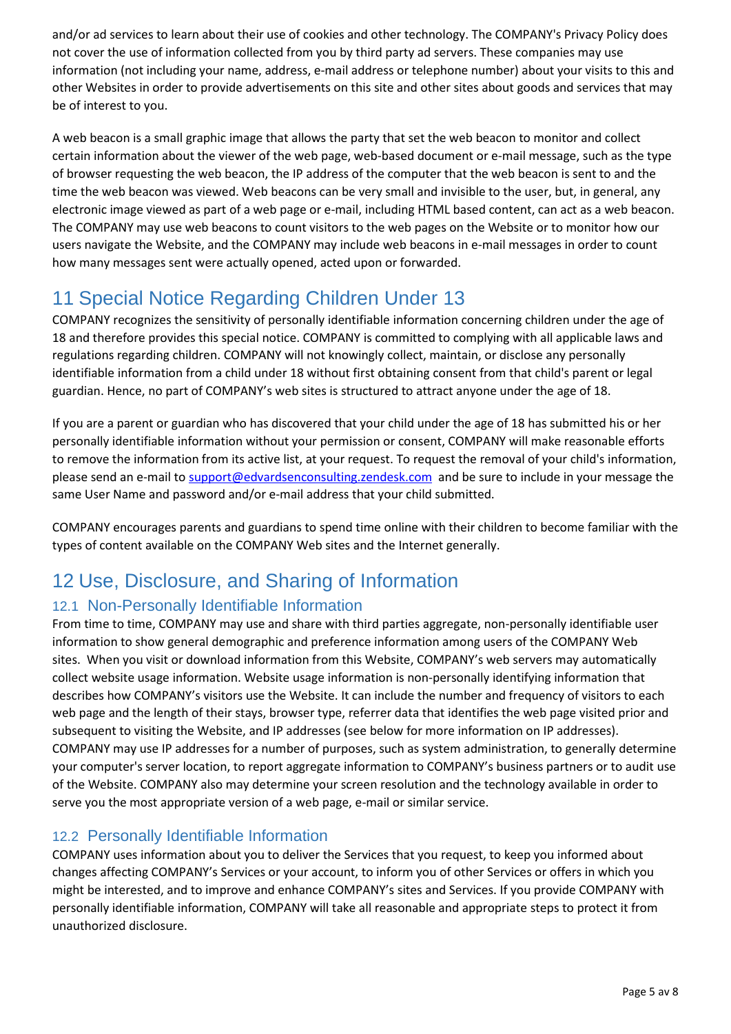and/or ad services to learn about their use of cookies and other technology. The COMPANY's Privacy Policy does not cover the use of information collected from you by third party ad servers. These companies may use information (not including your name, address, e-mail address or telephone number) about your visits to this and other Websites in order to provide advertisements on this site and other sites about goods and services that may be of interest to you.

A web beacon is a small graphic image that allows the party that set the web beacon to monitor and collect certain information about the viewer of the web page, web-based document or e-mail message, such as the type of browser requesting the web beacon, the IP address of the computer that the web beacon is sent to and the time the web beacon was viewed. Web beacons can be very small and invisible to the user, but, in general, any electronic image viewed as part of a web page or e-mail, including HTML based content, can act as a web beacon. The COMPANY may use web beacons to count visitors to the web pages on the Website or to monitor how our users navigate the Website, and the COMPANY may include web beacons in e-mail messages in order to count how many messages sent were actually opened, acted upon or forwarded.

# 11 Special Notice Regarding Children Under 13

COMPANY recognizes the sensitivity of personally identifiable information concerning children under the age of 18 and therefore provides this special notice. COMPANY is committed to complying with all applicable laws and regulations regarding children. COMPANY will not knowingly collect, maintain, or disclose any personally identifiable information from a child under 18 without first obtaining consent from that child's parent or legal guardian. Hence, no part of COMPANY's web sites is structured to attract anyone under the age of 18.

If you are a parent or guardian who has discovered that your child under the age of 18 has submitted his or her personally identifiable information without your permission or consent, COMPANY will make reasonable efforts to remove the information from its active list, at your request. To request the removal of your child's information, please send an e-mail to support@edvardsenconsulting.zendesk.com and be sure to include in your message the same User Name and password and/or e-mail address that your child submitted.

COMPANY encourages parents and guardians to spend time online with their children to become familiar with the types of content available on the COMPANY Web sites and the Internet generally.

# 12 Use, Disclosure, and Sharing of Information

## 12.1 Non-Personally Identifiable Information

From time to time, COMPANY may use and share with third parties aggregate, non-personally identifiable user information to show general demographic and preference information among users of the COMPANY Web sites. When you visit or download information from this Website, COMPANY's web servers may automatically collect website usage information. Website usage information is non-personally identifying information that describes how COMPANY's visitors use the Website. It can include the number and frequency of visitors to each web page and the length of their stays, browser type, referrer data that identifies the web page visited prior and subsequent to visiting the Website, and IP addresses (see below for more information on IP addresses). COMPANY may use IP addresses for a number of purposes, such as system administration, to generally determine your computer's server location, to report aggregate information to COMPANY's business partners or to audit use of the Website. COMPANY also may determine your screen resolution and the technology available in order to serve you the most appropriate version of a web page, e-mail or similar service.

## 12.2 Personally Identifiable Information

COMPANY uses information about you to deliver the Services that you request, to keep you informed about changes affecting COMPANY's Services or your account, to inform you of other Services or offers in which you might be interested, and to improve and enhance COMPANY's sites and Services. If you provide COMPANY with personally identifiable information, COMPANY will take all reasonable and appropriate steps to protect it from unauthorized disclosure.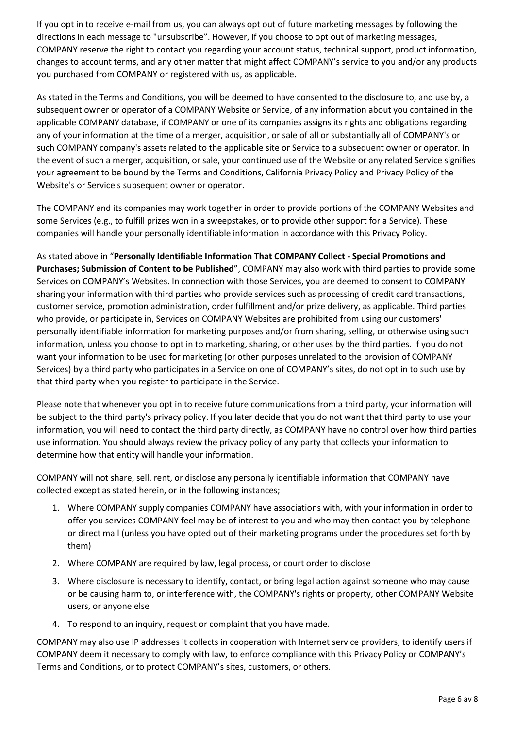If you opt in to receive e-mail from us, you can always opt out of future marketing messages by following the directions in each message to "unsubscribe". However, if you choose to opt out of marketing messages, COMPANY reserve the right to contact you regarding your account status, technical support, product information, changes to account terms, and any other matter that might affect COMPANY's service to you and/or any products you purchased from COMPANY or registered with us, as applicable.

As stated in the Terms and Conditions, you will be deemed to have consented to the disclosure to, and use by, a subsequent owner or operator of a COMPANY Website or Service, of any information about you contained in the applicable COMPANY database, if COMPANY or one of its companies assigns its rights and obligations regarding any of your information at the time of a merger, acquisition, or sale of all or substantially all of COMPANY's or such COMPANY company's assets related to the applicable site or Service to a subsequent owner or operator. In the event of such a merger, acquisition, or sale, your continued use of the Website or any related Service signifies your agreement to be bound by the Terms and Conditions, California Privacy Policy and Privacy Policy of the Website's or Service's subsequent owner or operator.

The COMPANY and its companies may work together in order to provide portions of the COMPANY Websites and some Services (e.g., to fulfill prizes won in a sweepstakes, or to provide other support for a Service). These companies will handle your personally identifiable information in accordance with this Privacy Policy.

As stated above in "**Personally Identifiable Information That COMPANY Collect - Special Promotions and Purchases; Submission of Content to be Published**", COMPANY may also work with third parties to provide some Services on COMPANY's Websites. In connection with those Services, you are deemed to consent to COMPANY sharing your information with third parties who provide services such as processing of credit card transactions, customer service, promotion administration, order fulfillment and/or prize delivery, as applicable. Third parties who provide, or participate in, Services on COMPANY Websites are prohibited from using our customers' personally identifiable information for marketing purposes and/or from sharing, selling, or otherwise using such information, unless you choose to opt in to marketing, sharing, or other uses by the third parties. If you do not want your information to be used for marketing (or other purposes unrelated to the provision of COMPANY Services) by a third party who participates in a Service on one of COMPANY's sites, do not opt in to such use by that third party when you register to participate in the Service.

Please note that whenever you opt in to receive future communications from a third party, your information will be subject to the third party's privacy policy. If you later decide that you do not want that third party to use your information, you will need to contact the third party directly, as COMPANY have no control over how third parties use information. You should always review the privacy policy of any party that collects your information to determine how that entity will handle your information.

COMPANY will not share, sell, rent, or disclose any personally identifiable information that COMPANY have collected except as stated herein, or in the following instances;

1. Where COMPANY supply companies COMPANY have associations with, with your information in order to offer you services COMPANY feel may be of interest to you and who may then contact you by telephone or direct mail (unless you have opted out of their marketing programs under the procedures set forth by them)
2. Where COMPANY are required by law, legal process, or court order to disclose
3. Where disclosure is necessary to identify, contact, or bring legal action against someone who may cause or be causing harm to, or interference with, the COMPANY's rights or property, other COMPANY Website users, or anyone else
4. To respond to an inquiry, request or complaint that you have made.

COMPANY may also use IP addresses it collects in cooperation with Internet service providers, to identify users if COMPANY deem it necessary to comply with law, to enforce compliance with this Privacy Policy or COMPANY's Terms and Conditions, or to protect COMPANY's sites, customers, or others.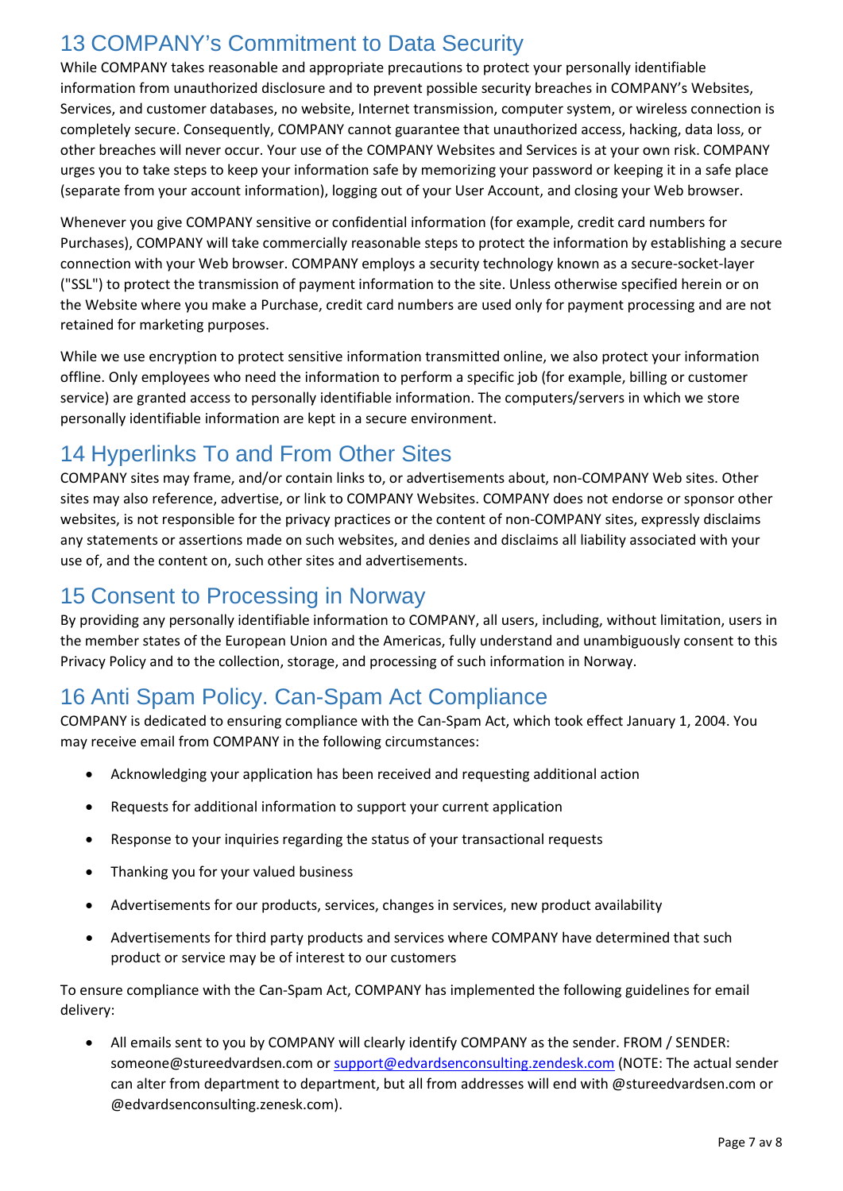## 13 COMPANY's Commitment to Data Security

While COMPANY takes reasonable and appropriate precautions to protect your personally identifiable information from unauthorized disclosure and to prevent possible security breaches in COMPANY's Websites, Services, and customer databases, no website, Internet transmission, computer system, or wireless connection is completely secure. Consequently, COMPANY cannot guarantee that unauthorized access, hacking, data loss, or other breaches will never occur. Your use of the COMPANY Websites and Services is at your own risk. COMPANY urges you to take steps to keep your information safe by memorizing your password or keeping it in a safe place (separate from your account information), logging out of your User Account, and closing your Web browser.

Whenever you give COMPANY sensitive or confidential information (for example, credit card numbers for Purchases), COMPANY will take commercially reasonable steps to protect the information by establishing a secure connection with your Web browser. COMPANY employs a security technology known as a secure-socket-layer ("SSL") to protect the transmission of payment information to the site. Unless otherwise specified herein or on the Website where you make a Purchase, credit card numbers are used only for payment processing and are not retained for marketing purposes.

While we use encryption to protect sensitive information transmitted online, we also protect your information offline. Only employees who need the information to perform a specific job (for example, billing or customer service) are granted access to personally identifiable information. The computers/servers in which we store personally identifiable information are kept in a secure environment.

## 14 Hyperlinks To and From Other Sites

COMPANY sites may frame, and/or contain links to, or advertisements about, non-COMPANY Web sites. Other sites may also reference, advertise, or link to COMPANY Websites. COMPANY does not endorse or sponsor other websites, is not responsible for the privacy practices or the content of non-COMPANY sites, expressly disclaims any statements or assertions made on such websites, and denies and disclaims all liability associated with your use of, and the content on, such other sites and advertisements.

## 15 Consent to Processing in Norway

By providing any personally identifiable information to COMPANY, all users, including, without limitation, users in the member states of the European Union and the Americas, fully understand and unambiguously consent to this Privacy Policy and to the collection, storage, and processing of such information in Norway.

## 16 Anti Spam Policy. Can-Spam Act Compliance

COMPANY is dedicated to ensuring compliance with the Can-Spam Act, which took effect January 1, 2004. You may receive email from COMPANY in the following circumstances:

- Acknowledging your application has been received and requesting additional action
- Requests for additional information to support your current application
- Response to your inquiries regarding the status of your transactional requests
- Thanking you for your valued business
- Advertisements for our products, services, changes in services, new product availability
- Advertisements for third party products and services where COMPANY have determined that such product or service may be of interest to our customers

To ensure compliance with the Can-Spam Act, COMPANY has implemented the following guidelines for email delivery:

- All emails sent to you by COMPANY will clearly identify COMPANY as the sender. FROM / SENDER: someone@stureedvardsen.com or support@edvardsenconsulting.zendesk.com (NOTE: The actual sender can alter from department to department, but all from addresses will end with @stureedvardsen.com or @edvardsenconsulting.zenesk.com).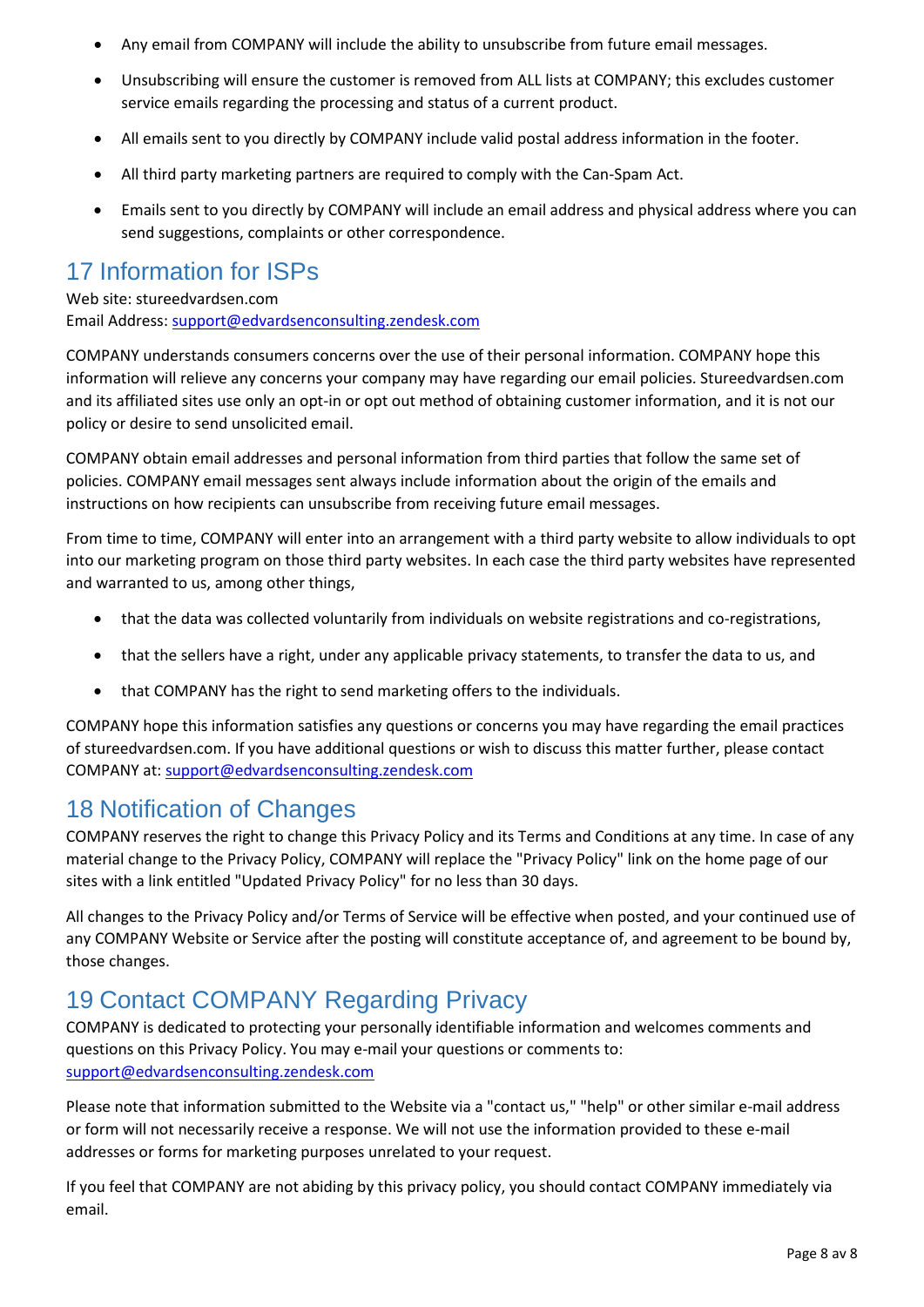- Any email from COMPANY will include the ability to unsubscribe from future email messages.
- Unsubscribing will ensure the customer is removed from ALL lists at COMPANY; this excludes customer service emails regarding the processing and status of a current product.
- All emails sent to you directly by COMPANY include valid postal address information in the footer.
- All third party marketing partners are required to comply with the Can-Spam Act.
- Emails sent to you directly by COMPANY will include an email address and physical address where you can send suggestions, complaints or other correspondence.

## 17 Information for ISPs

Web site: stureedvardsen.com
Email Address: support@edvardsenconsulting.zendesk.com

COMPANY understands consumers concerns over the use of their personal information. COMPANY hope this information will relieve any concerns your company may have regarding our email policies. Stureedvardsen.com and its affiliated sites use only an opt-in or opt out method of obtaining customer information, and it is not our policy or desire to send unsolicited email.

COMPANY obtain email addresses and personal information from third parties that follow the same set of policies. COMPANY email messages sent always include information about the origin of the emails and instructions on how recipients can unsubscribe from receiving future email messages.

From time to time, COMPANY will enter into an arrangement with a third party website to allow individuals to opt into our marketing program on those third party websites. In each case the third party websites have represented and warranted to us, among other things,

- that the data was collected voluntarily from individuals on website registrations and co-registrations,
- that the sellers have a right, under any applicable privacy statements, to transfer the data to us, and
- that COMPANY has the right to send marketing offers to the individuals.

COMPANY hope this information satisfies any questions or concerns you may have regarding the email practices of stureedvardsen.com. If you have additional questions or wish to discuss this matter further, please contact COMPANY at: support@edvardsenconsulting.zendesk.com

## 18 Notification of Changes

COMPANY reserves the right to change this Privacy Policy and its Terms and Conditions at any time. In case of any material change to the Privacy Policy, COMPANY will replace the "Privacy Policy" link on the home page of our sites with a link entitled "Updated Privacy Policy" for no less than 30 days.

All changes to the Privacy Policy and/or Terms of Service will be effective when posted, and your continued use of any COMPANY Website or Service after the posting will constitute acceptance of, and agreement to be bound by, those changes.

## 19 Contact COMPANY Regarding Privacy

COMPANY is dedicated to protecting your personally identifiable information and welcomes comments and questions on this Privacy Policy. You may e-mail your questions or comments to: support@edvardsenconsulting.zendesk.com

Please note that information submitted to the Website via a "contact us," "help" or other similar e-mail address or form will not necessarily receive a response. We will not use the information provided to these e-mail addresses or forms for marketing purposes unrelated to your request.

If you feel that COMPANY are not abiding by this privacy policy, you should contact COMPANY immediately via email.